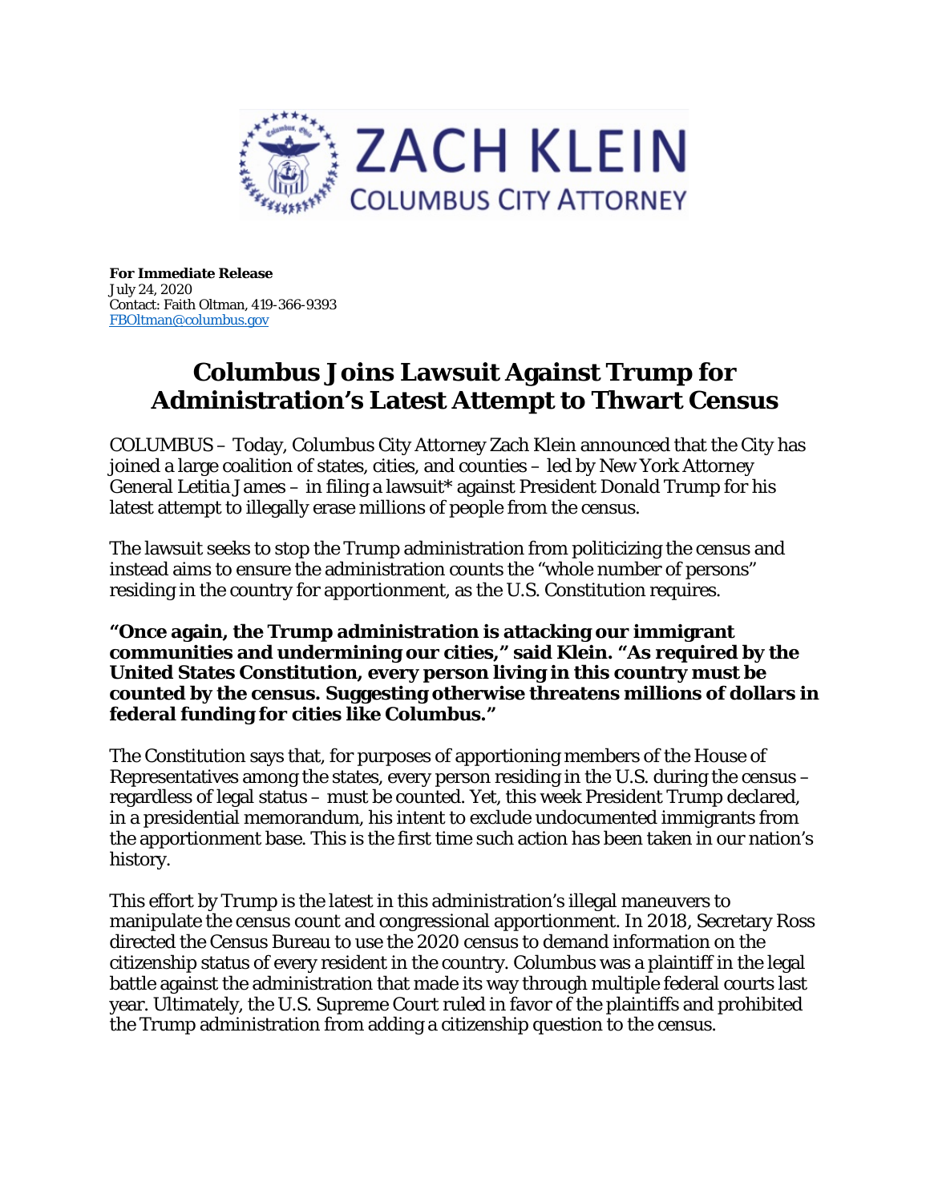ZACH KLEIN
COLUMBUS CITY ATTORNEY

**For Immediate Release**
July 24, 2020
Contact: Faith Oltman, 419-366-9393
FBOltman@columbus.gov

# Columbus Joins Lawsuit Against Trump for Administration's Latest Attempt to Thwart Census

COLUMBUS – Today, Columbus City Attorney Zach Klein announced that the City has joined a large coalition of states, cities, and counties – led by New York Attorney General Letitia James – in filing a lawsuit* against President Donald Trump for his latest attempt to illegally erase millions of people from the census.

The lawsuit seeks to stop the Trump administration from politicizing the census and instead aims to ensure the administration counts the "whole number of persons" residing in the country for apportionment, as the U.S. Constitution requires.

**"Once again, the Trump administration is attacking our immigrant communities and undermining our cities," said Klein. "As required by the United States Constitution, every person living in this country must be counted by the census. Suggesting otherwise threatens millions of dollars in federal funding for cities like Columbus."**

The Constitution says that, for purposes of apportioning members of the House of Representatives among the states, every person residing in the U.S. during the census – regardless of legal status – must be counted. Yet, this week President Trump declared, in a presidential memorandum, his intent to exclude undocumented immigrants from the apportionment base. This is the first time such action has been taken in our nation's history.

This effort by Trump is the latest in this administration's illegal maneuvers to manipulate the census count and congressional apportionment. In 2018, Secretary Ross directed the Census Bureau to use the 2020 census to demand information on the citizenship status of every resident in the country. Columbus was a plaintiff in the legal battle against the administration that made its way through multiple federal courts last year. Ultimately, the U.S. Supreme Court ruled in favor of the plaintiffs and prohibited the Trump administration from adding a citizenship question to the census.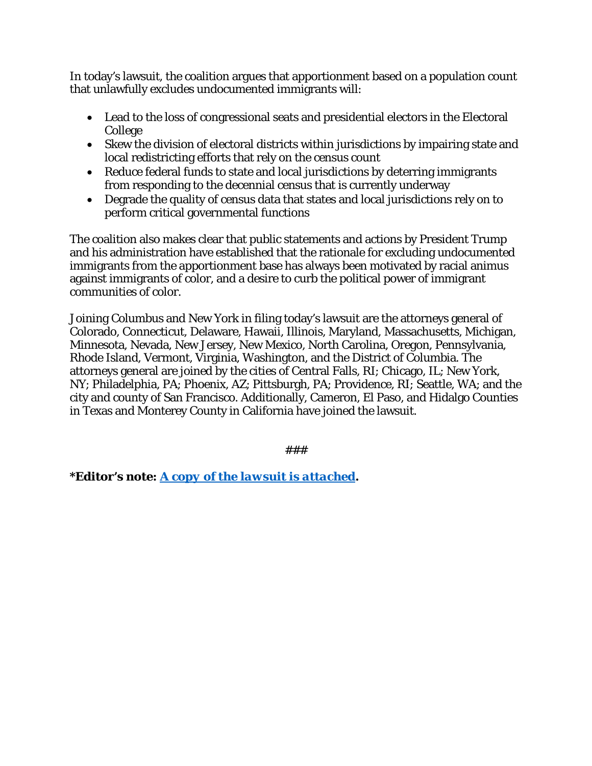In today's lawsuit, the coalition argues that apportionment based on a population count that unlawfully excludes undocumented immigrants will:

- Lead to the loss of congressional seats and presidential electors in the Electoral College
- Skew the division of electoral districts within jurisdictions by impairing state and local redistricting efforts that rely on the census count
- Reduce federal funds to state and local jurisdictions by deterring immigrants from responding to the decennial census that is currently underway
- Degrade the quality of census data that states and local jurisdictions rely on to perform critical governmental functions

The coalition also makes clear that public statements and actions by President Trump and his administration have established that the rationale for excluding undocumented immigrants from the apportionment base has always been motivated by racial animus against immigrants of color, and a desire to curb the political power of immigrant communities of color.

Joining Columbus and New York in filing today's lawsuit are the attorneys general of Colorado, Connecticut, Delaware, Hawaii, Illinois, Maryland, Massachusetts, Michigan, Minnesota, Nevada, New Jersey, New Mexico, North Carolina, Oregon, Pennsylvania, Rhode Island, Vermont, Virginia, Washington, and the District of Columbia. The attorneys general are joined by the cities of Central Falls, RI; Chicago, IL; New York, NY; Philadelphia, PA; Phoenix, AZ; Pittsburgh, PA; Providence, RI; Seattle, WA; and the city and county of San Francisco. Additionally, Cameron, El Paso, and Hidalgo Counties in Texas and Monterey County in California have joined the lawsuit.

###

**\*Editor's note: *[A copy of the lawsuit is attached](#)*.**